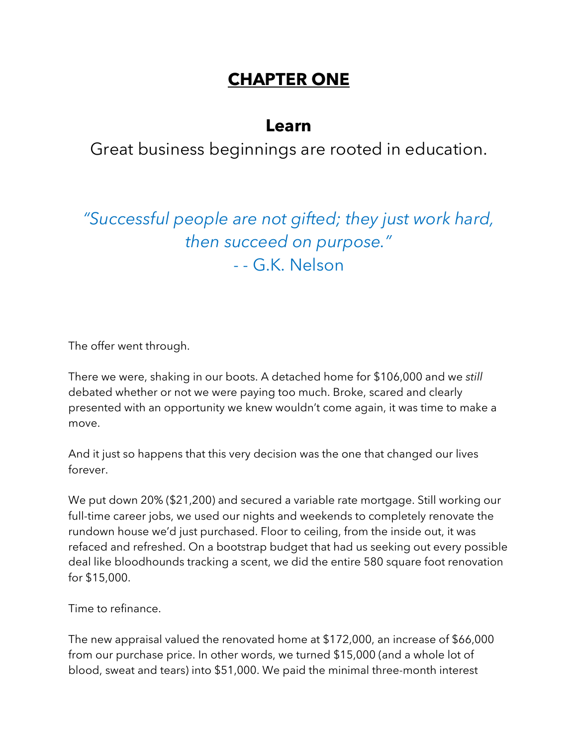# **CHAPTER ONE**

## Learn

Great business beginnings are rooted in education.

*"Successful people are not gifted; they just work hard, then succeed on purpose."*
- - G.K. Nelson

The offer went through.

There we were, shaking in our boots. A detached home for $106,000 and we *still* debated whether or not we were paying too much. Broke, scared and clearly presented with an opportunity we knew wouldn't come again, it was time to make a move.

And it just so happens that this very decision was the one that changed our lives forever.

We put down 20% ($21,200) and secured a variable rate mortgage. Still working our full-time career jobs, we used our nights and weekends to completely renovate the rundown house we'd just purchased. Floor to ceiling, from the inside out, it was refaced and refreshed. On a bootstrap budget that had us seeking out every possible deal like bloodhounds tracking a scent, we did the entire 580 square foot renovation for $15,000.

Time to refinance.

The new appraisal valued the renovated home at $172,000, an increase of $66,000 from our purchase price. In other words, we turned $15,000 (and a whole lot of blood, sweat and tears) into $51,000. We paid the minimal three-month interest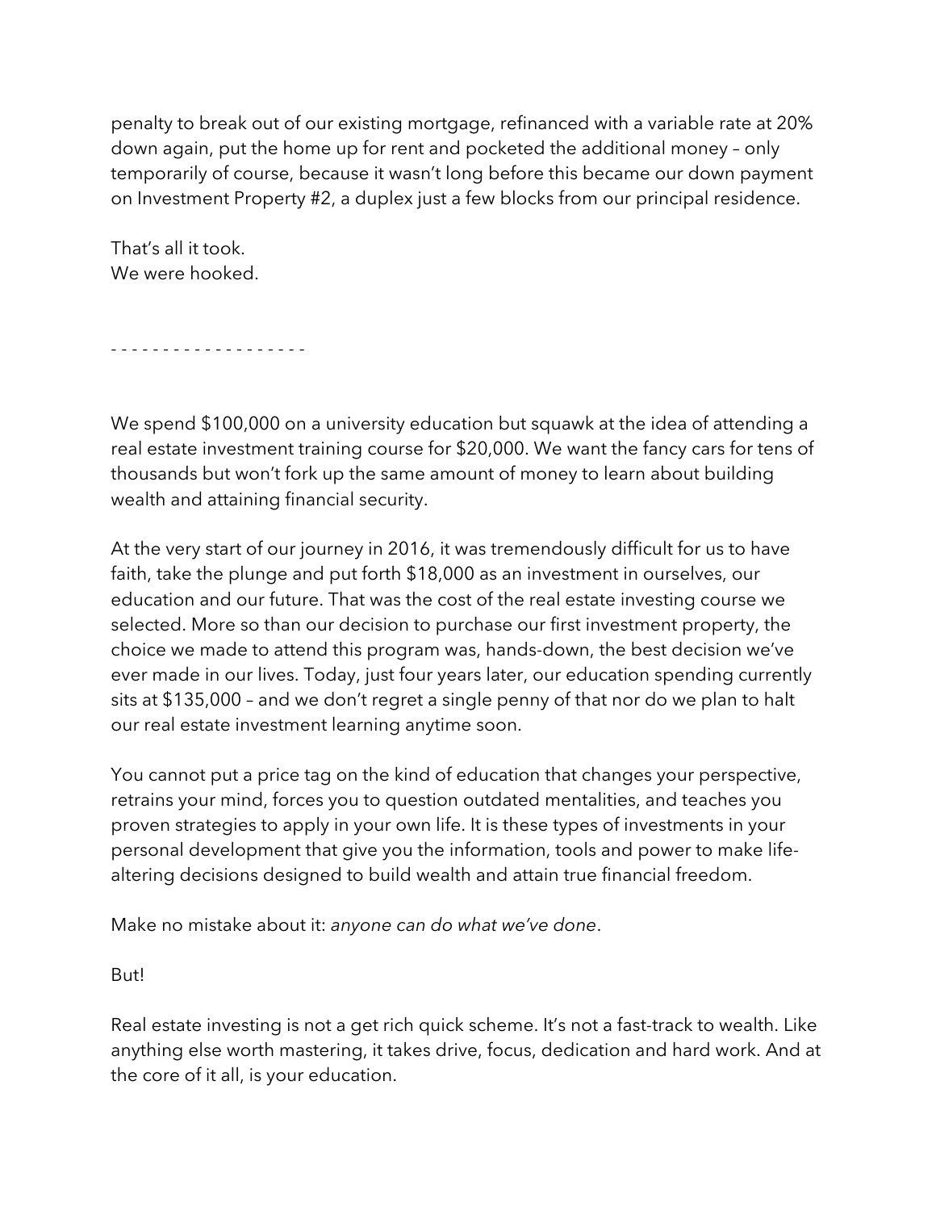penalty to break out of our existing mortgage, refinanced with a variable rate at 20% down again, put the home up for rent and pocketed the additional money – only temporarily of course, because it wasn't long before this became our down payment on Investment Property #2, a duplex just a few blocks from our principal residence.

That's all it took.
We were hooked.

- - - - - - - - - - - - - - - - - - -

We spend $100,000 on a university education but squawk at the idea of attending a real estate investment training course for $20,000. We want the fancy cars for tens of thousands but won't fork up the same amount of money to learn about building wealth and attaining financial security.

At the very start of our journey in 2016, it was tremendously difficult for us to have faith, take the plunge and put forth $18,000 as an investment in ourselves, our education and our future. That was the cost of the real estate investing course we selected. More so than our decision to purchase our first investment property, the choice we made to attend this program was, hands-down, the best decision we've ever made in our lives. Today, just four years later, our education spending currently sits at $135,000 – and we don't regret a single penny of that nor do we plan to halt our real estate investment learning anytime soon.

You cannot put a price tag on the kind of education that changes your perspective, retrains your mind, forces you to question outdated mentalities, and teaches you proven strategies to apply in your own life. It is these types of investments in your personal development that give you the information, tools and power to make life-altering decisions designed to build wealth and attain true financial freedom.

Make no mistake about it: *anyone can do what we've done*.

But!

Real estate investing is not a get rich quick scheme. It's not a fast-track to wealth. Like anything else worth mastering, it takes drive, focus, dedication and hard work. And at the core of it all, is your education.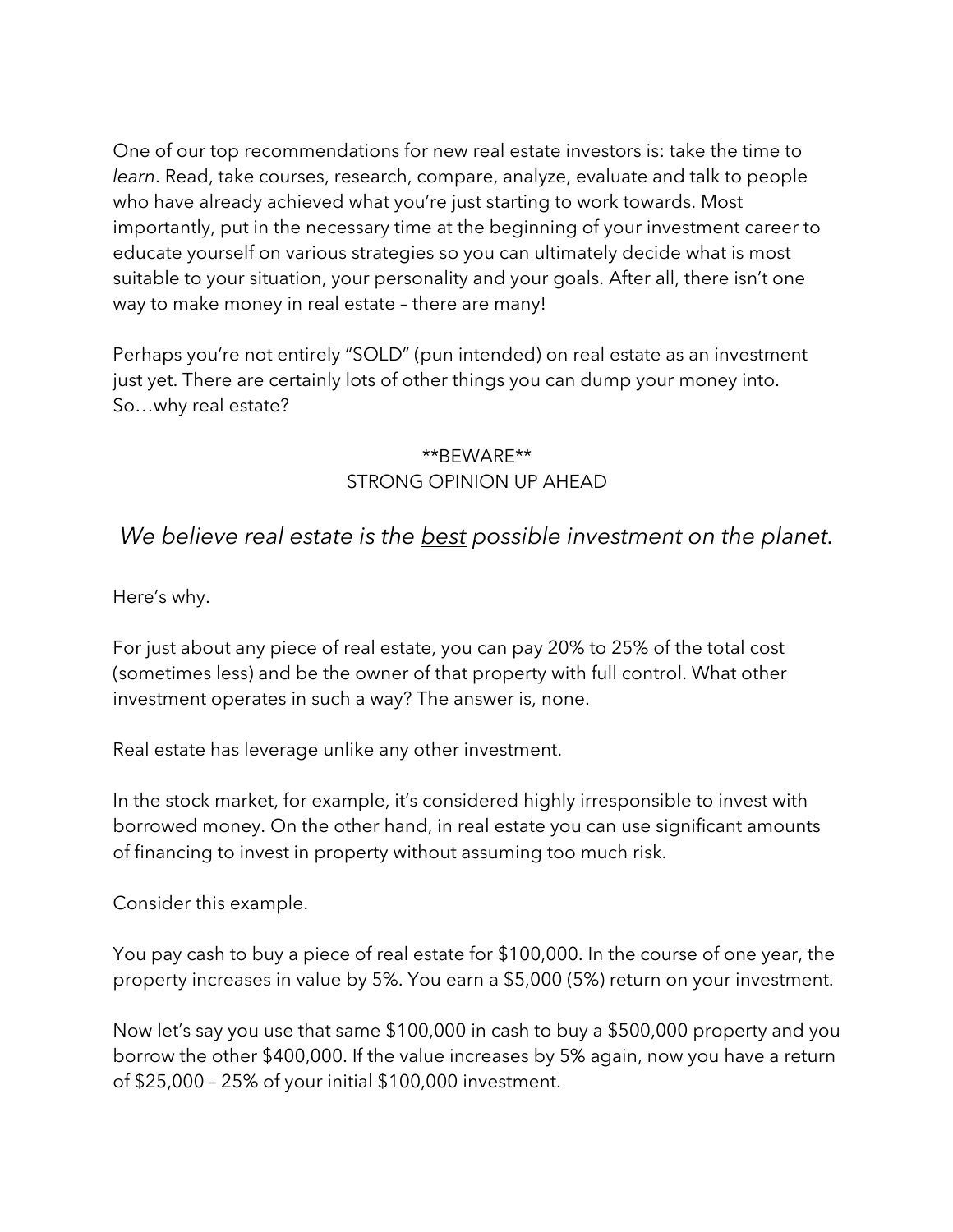One of our top recommendations for new real estate investors is: take the time to *learn*. Read, take courses, research, compare, analyze, evaluate and talk to people who have already achieved what you're just starting to work towards. Most importantly, put in the necessary time at the beginning of your investment career to educate yourself on various strategies so you can ultimately decide what is most suitable to your situation, your personality and your goals. After all, there isn't one way to make money in real estate – there are many!

Perhaps you're not entirely "SOLD" (pun intended) on real estate as an investment just yet. There are certainly lots of other things you can dump your money into. So…why real estate?

**BEWARE**
STRONG OPINION UP AHEAD

*We believe real estate is the <u>best</u> possible investment on the planet.*

Here's why.

For just about any piece of real estate, you can pay 20% to 25% of the total cost (sometimes less) and be the owner of that property with full control. What other investment operates in such a way? The answer is, none.

Real estate has leverage unlike any other investment.

In the stock market, for example, it's considered highly irresponsible to invest with borrowed money. On the other hand, in real estate you can use significant amounts of financing to invest in property without assuming too much risk.

Consider this example.

You pay cash to buy a piece of real estate for $100,000. In the course of one year, the property increases in value by 5%. You earn a $5,000 (5%) return on your investment.

Now let's say you use that same $100,000 in cash to buy a $500,000 property and you borrow the other $400,000. If the value increases by 5% again, now you have a return of $25,000 – 25% of your initial $100,000 investment.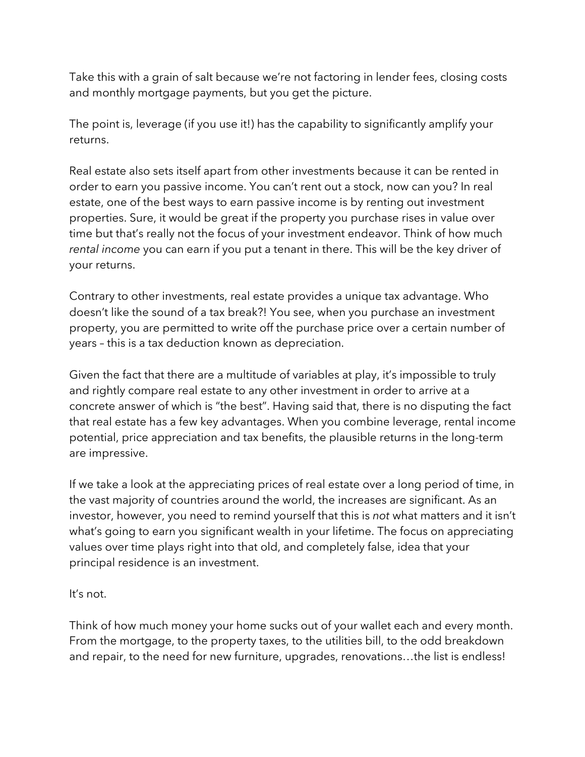Take this with a grain of salt because we're not factoring in lender fees, closing costs and monthly mortgage payments, but you get the picture.

The point is, leverage (if you use it!) has the capability to significantly amplify your returns.

Real estate also sets itself apart from other investments because it can be rented in order to earn you passive income. You can't rent out a stock, now can you? In real estate, one of the best ways to earn passive income is by renting out investment properties. Sure, it would be great if the property you purchase rises in value over time but that's really not the focus of your investment endeavor. Think of how much *rental income* you can earn if you put a tenant in there. This will be the key driver of your returns.

Contrary to other investments, real estate provides a unique tax advantage. Who doesn't like the sound of a tax break?! You see, when you purchase an investment property, you are permitted to write off the purchase price over a certain number of years – this is a tax deduction known as depreciation.

Given the fact that there are a multitude of variables at play, it's impossible to truly and rightly compare real estate to any other investment in order to arrive at a concrete answer of which is "the best". Having said that, there is no disputing the fact that real estate has a few key advantages. When you combine leverage, rental income potential, price appreciation and tax benefits, the plausible returns in the long-term are impressive.

If we take a look at the appreciating prices of real estate over a long period of time, in the vast majority of countries around the world, the increases are significant. As an investor, however, you need to remind yourself that this is *not* what matters and it isn't what's going to earn you significant wealth in your lifetime. The focus on appreciating values over time plays right into that old, and completely false, idea that your principal residence is an investment.

It's not.

Think of how much money your home sucks out of your wallet each and every month. From the mortgage, to the property taxes, to the utilities bill, to the odd breakdown and repair, to the need for new furniture, upgrades, renovations…the list is endless!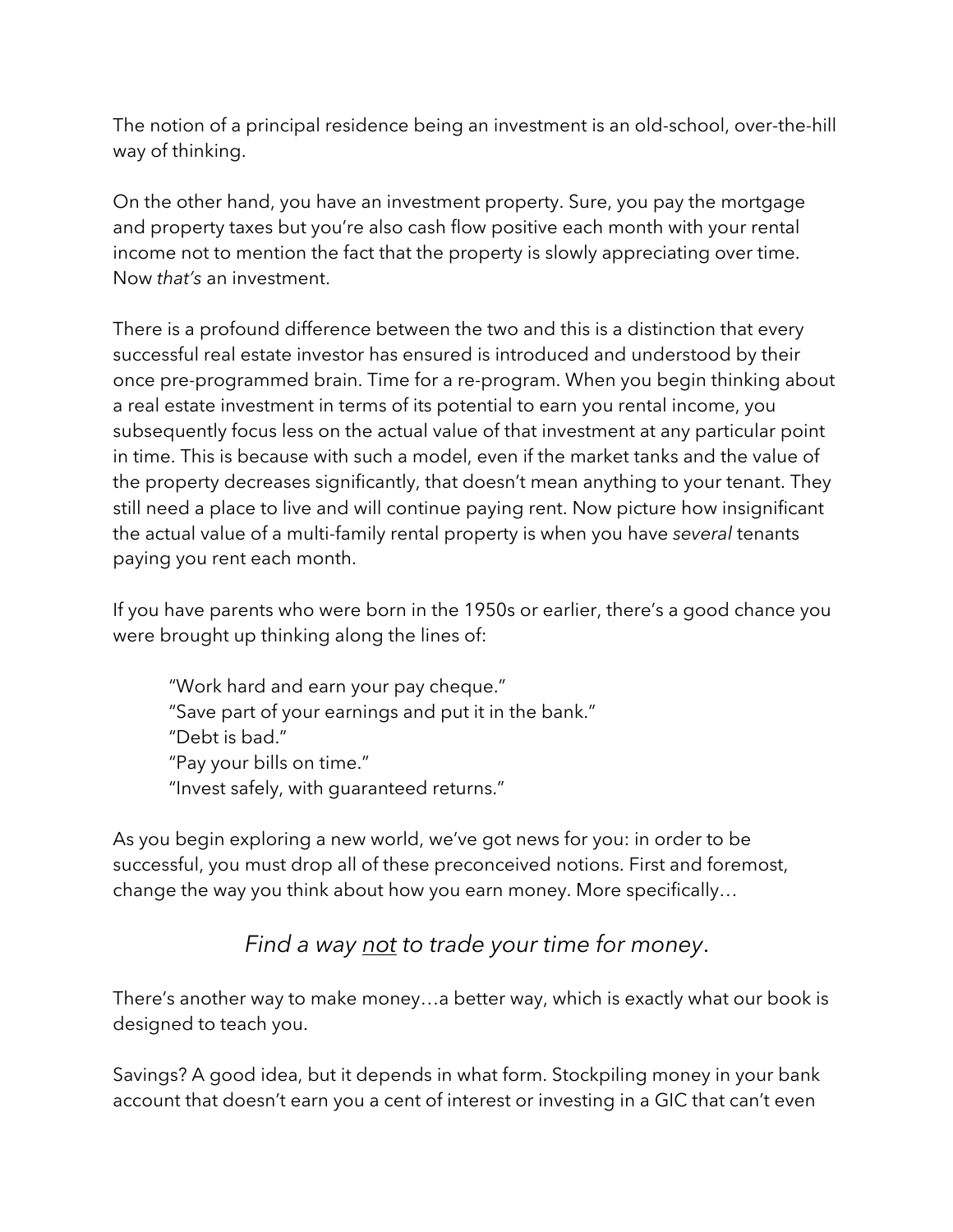The notion of a principal residence being an investment is an old-school, over-the-hill way of thinking.

On the other hand, you have an investment property. Sure, you pay the mortgage and property taxes but you're also cash flow positive each month with your rental income not to mention the fact that the property is slowly appreciating over time. Now *that's* an investment.

There is a profound difference between the two and this is a distinction that every successful real estate investor has ensured is introduced and understood by their once pre-programmed brain. Time for a re-program. When you begin thinking about a real estate investment in terms of its potential to earn you rental income, you subsequently focus less on the actual value of that investment at any particular point in time. This is because with such a model, even if the market tanks and the value of the property decreases significantly, that doesn't mean anything to your tenant. They still need a place to live and will continue paying rent. Now picture how insignificant the actual value of a multi-family rental property is when you have *several* tenants paying you rent each month.

If you have parents who were born in the 1950s or earlier, there's a good chance you were brought up thinking along the lines of:

> "Work hard and earn your pay cheque."
> "Save part of your earnings and put it in the bank."
> "Debt is bad."
> "Pay your bills on time."
> "Invest safely, with guaranteed returns."

As you begin exploring a new world, we've got news for you: in order to be successful, you must drop all of these preconceived notions. First and foremost, change the way you think about how you earn money. More specifically…

*Find a way <u>not</u> to trade your time for money.*

There's another way to make money…a better way, which is exactly what our book is designed to teach you.

Savings? A good idea, but it depends in what form. Stockpiling money in your bank account that doesn't earn you a cent of interest or investing in a GIC that can't even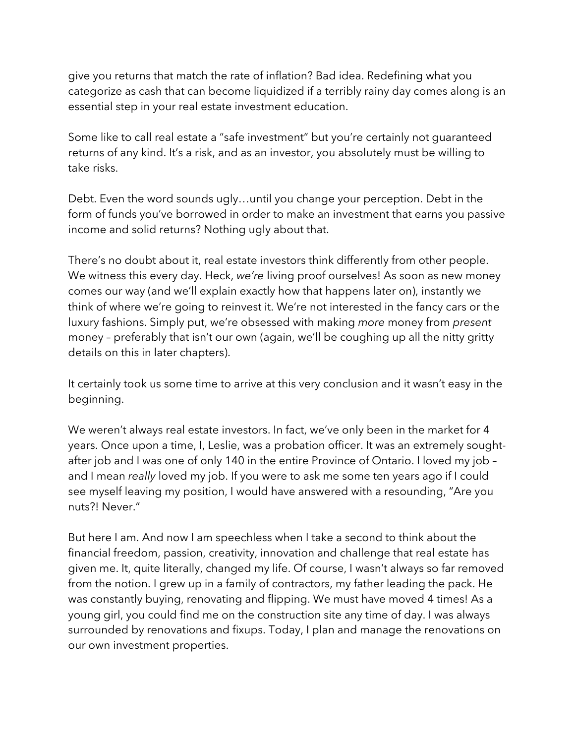give you returns that match the rate of inflation? Bad idea. Redefining what you categorize as cash that can become liquidized if a terribly rainy day comes along is an essential step in your real estate investment education.

Some like to call real estate a "safe investment" but you're certainly not guaranteed returns of any kind. It's a risk, and as an investor, you absolutely must be willing to take risks.

Debt. Even the word sounds ugly…until you change your perception. Debt in the form of funds you've borrowed in order to make an investment that earns you passive income and solid returns? Nothing ugly about that.

There's no doubt about it, real estate investors think differently from other people. We witness this every day. Heck, *we're* living proof ourselves! As soon as new money comes our way (and we'll explain exactly how that happens later on), instantly we think of where we're going to reinvest it. We're not interested in the fancy cars or the luxury fashions. Simply put, we're obsessed with making *more* money from *present* money – preferably that isn't our own (again, we'll be coughing up all the nitty gritty details on this in later chapters).

It certainly took us some time to arrive at this very conclusion and it wasn't easy in the beginning.

We weren't always real estate investors. In fact, we've only been in the market for 4 years. Once upon a time, I, Leslie, was a probation officer. It was an extremely sought-after job and I was one of only 140 in the entire Province of Ontario. I loved my job – and I mean *really* loved my job. If you were to ask me some ten years ago if I could see myself leaving my position, I would have answered with a resounding, "Are you nuts?! Never."

But here I am. And now I am speechless when I take a second to think about the financial freedom, passion, creativity, innovation and challenge that real estate has given me. It, quite literally, changed my life. Of course, I wasn't always so far removed from the notion. I grew up in a family of contractors, my father leading the pack. He was constantly buying, renovating and flipping. We must have moved 4 times! As a young girl, you could find me on the construction site any time of day. I was always surrounded by renovations and fixups. Today, I plan and manage the renovations on our own investment properties.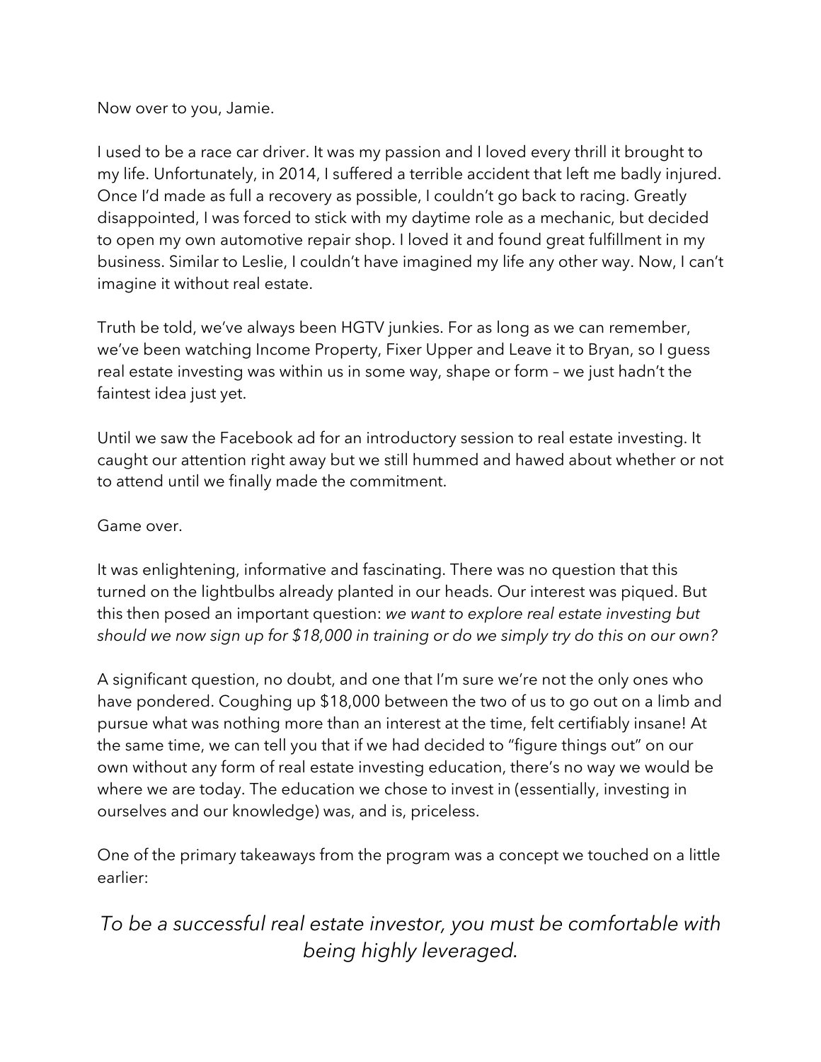Now over to you, Jamie.

I used to be a race car driver. It was my passion and I loved every thrill it brought to my life. Unfortunately, in 2014, I suffered a terrible accident that left me badly injured. Once I'd made as full a recovery as possible, I couldn't go back to racing. Greatly disappointed, I was forced to stick with my daytime role as a mechanic, but decided to open my own automotive repair shop. I loved it and found great fulfillment in my business. Similar to Leslie, I couldn't have imagined my life any other way. Now, I can't imagine it without real estate.

Truth be told, we've always been HGTV junkies. For as long as we can remember, we've been watching Income Property, Fixer Upper and Leave it to Bryan, so I guess real estate investing was within us in some way, shape or form – we just hadn't the faintest idea just yet.

Until we saw the Facebook ad for an introductory session to real estate investing. It caught our attention right away but we still hummed and hawed about whether or not to attend until we finally made the commitment.

Game over.

It was enlightening, informative and fascinating. There was no question that this turned on the lightbulbs already planted in our heads. Our interest was piqued. But this then posed an important question: *we want to explore real estate investing but should we now sign up for $18,000 in training or do we simply try do this on our own?*

A significant question, no doubt, and one that I'm sure we're not the only ones who have pondered. Coughing up $18,000 between the two of us to go out on a limb and pursue what was nothing more than an interest at the time, felt certifiably insane! At the same time, we can tell you that if we had decided to "figure things out" on our own without any form of real estate investing education, there's no way we would be where we are today. The education we chose to invest in (essentially, investing in ourselves and our knowledge) was, and is, priceless.

One of the primary takeaways from the program was a concept we touched on a little earlier:

*To be a successful real estate investor, you must be comfortable with being highly leveraged.*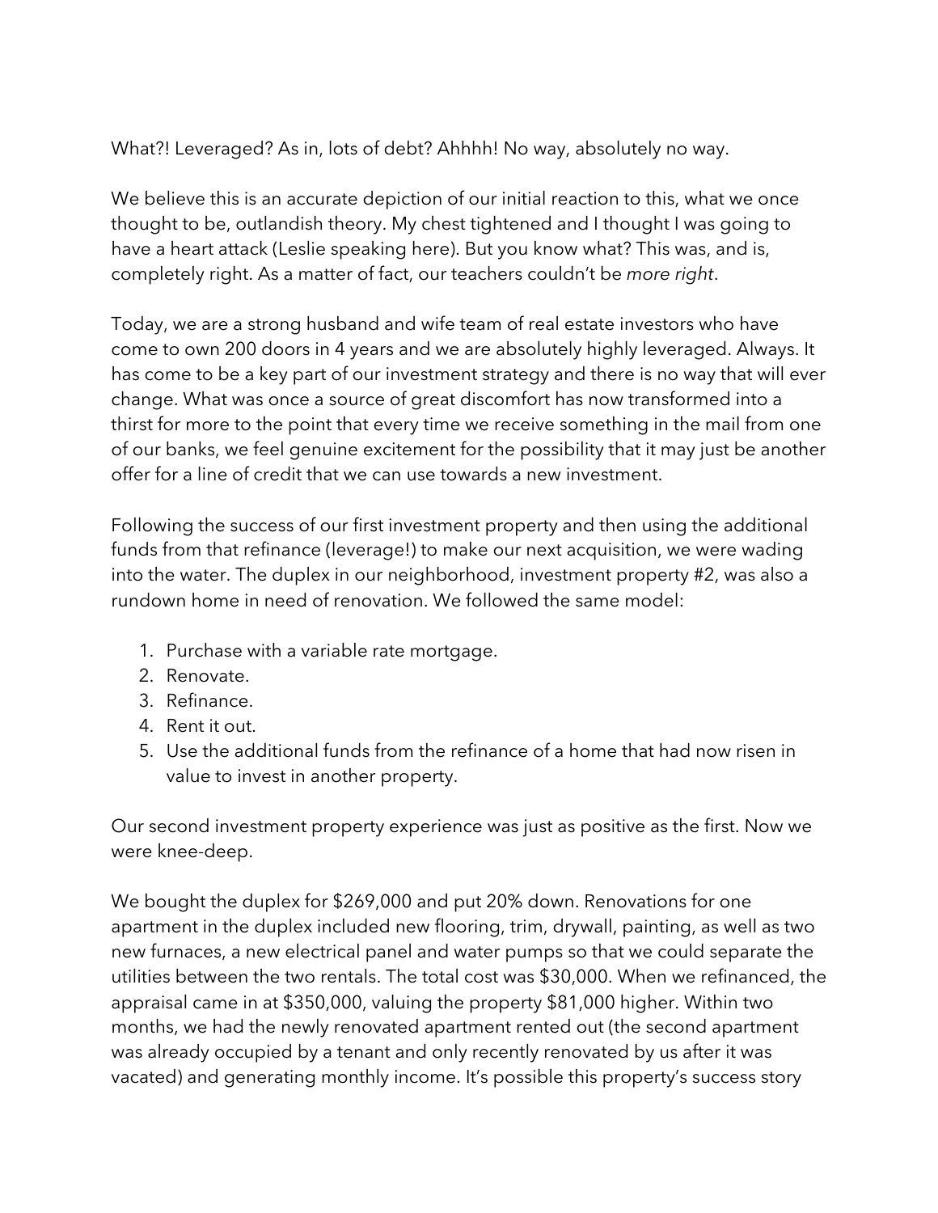What?! Leveraged? As in, lots of debt? Ahhhh! No way, absolutely no way.

We believe this is an accurate depiction of our initial reaction to this, what we once thought to be, outlandish theory. My chest tightened and I thought I was going to have a heart attack (Leslie speaking here). But you know what? This was, and is, completely right. As a matter of fact, our teachers couldn't be *more right*.

Today, we are a strong husband and wife team of real estate investors who have come to own 200 doors in 4 years and we are absolutely highly leveraged. Always. It has come to be a key part of our investment strategy and there is no way that will ever change. What was once a source of great discomfort has now transformed into a thirst for more to the point that every time we receive something in the mail from one of our banks, we feel genuine excitement for the possibility that it may just be another offer for a line of credit that we can use towards a new investment.

Following the success of our first investment property and then using the additional funds from that refinance (leverage!) to make our next acquisition, we were wading into the water. The duplex in our neighborhood, investment property #2, was also a rundown home in need of renovation. We followed the same model:

1. Purchase with a variable rate mortgage.
2. Renovate.
3. Refinance.
4. Rent it out.
5. Use the additional funds from the refinance of a home that had now risen in value to invest in another property.

Our second investment property experience was just as positive as the first. Now we were knee-deep.

We bought the duplex for $269,000 and put 20% down. Renovations for one apartment in the duplex included new flooring, trim, drywall, painting, as well as two new furnaces, a new electrical panel and water pumps so that we could separate the utilities between the two rentals. The total cost was $30,000. When we refinanced, the appraisal came in at $350,000, valuing the property $81,000 higher. Within two months, we had the newly renovated apartment rented out (the second apartment was already occupied by a tenant and only recently renovated by us after it was vacated) and generating monthly income. It's possible this property's success story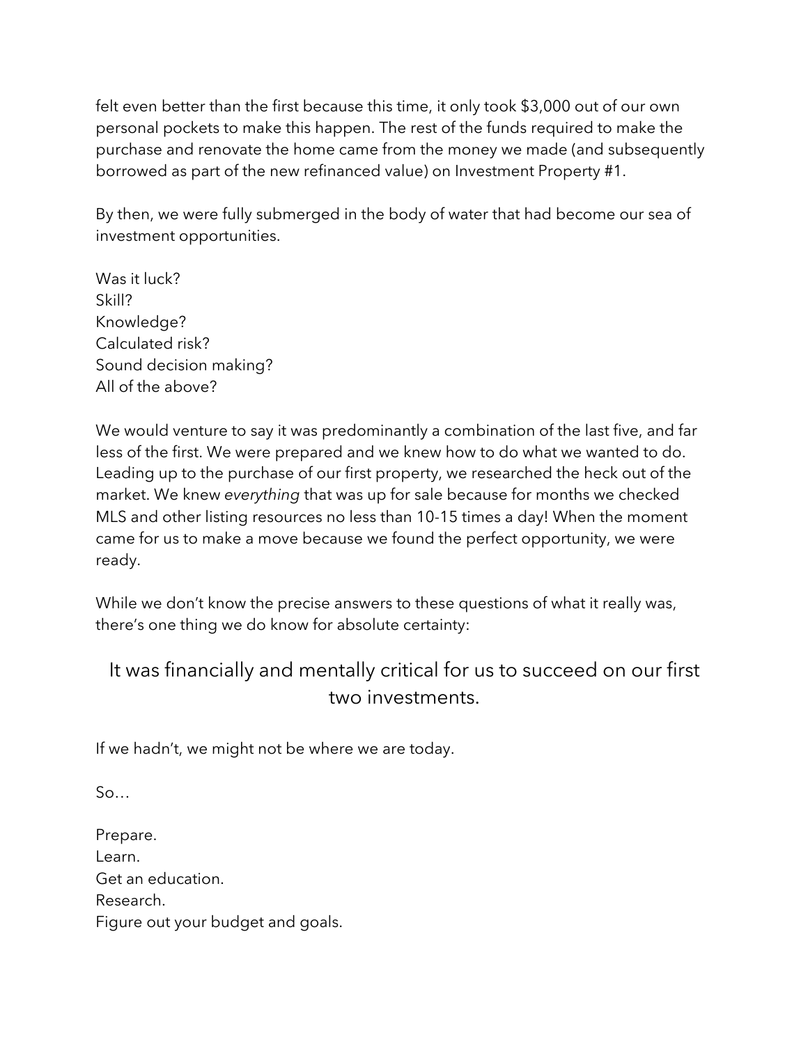felt even better than the first because this time, it only took $3,000 out of our own personal pockets to make this happen. The rest of the funds required to make the purchase and renovate the home came from the money we made (and subsequently borrowed as part of the new refinanced value) on Investment Property #1.

By then, we were fully submerged in the body of water that had become our sea of investment opportunities.

Was it luck?
Skill?
Knowledge?
Calculated risk?
Sound decision making?
All of the above?

We would venture to say it was predominantly a combination of the last five, and far less of the first. We were prepared and we knew how to do what we wanted to do. Leading up to the purchase of our first property, we researched the heck out of the market. We knew *everything* that was up for sale because for months we checked MLS and other listing resources no less than 10-15 times a day! When the moment came for us to make a move because we found the perfect opportunity, we were ready.

While we don't know the precise answers to these questions of what it really was, there's one thing we do know for absolute certainty:

> It was financially and mentally critical for us to succeed on our first two investments.

If we hadn't, we might not be where we are today.

So…

Prepare.
Learn.
Get an education.
Research.
Figure out your budget and goals.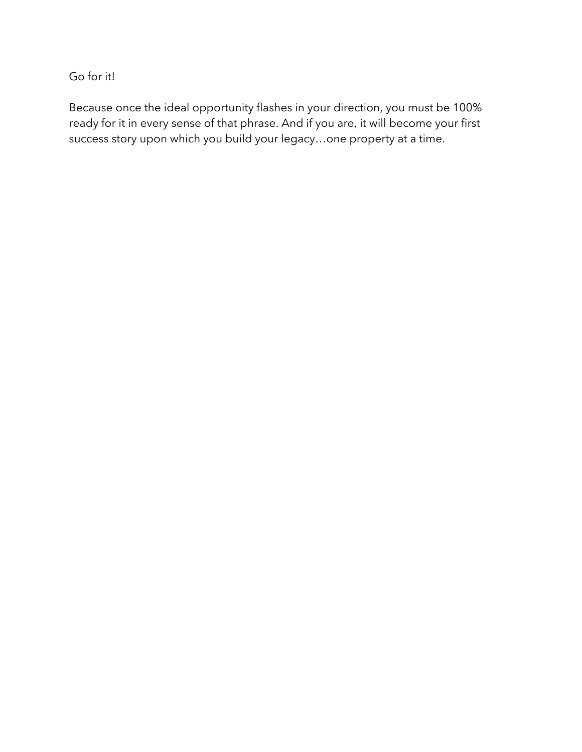Go for it!

Because once the ideal opportunity flashes in your direction, you must be 100% ready for it in every sense of that phrase. And if you are, it will become your first success story upon which you build your legacy…one property at a time.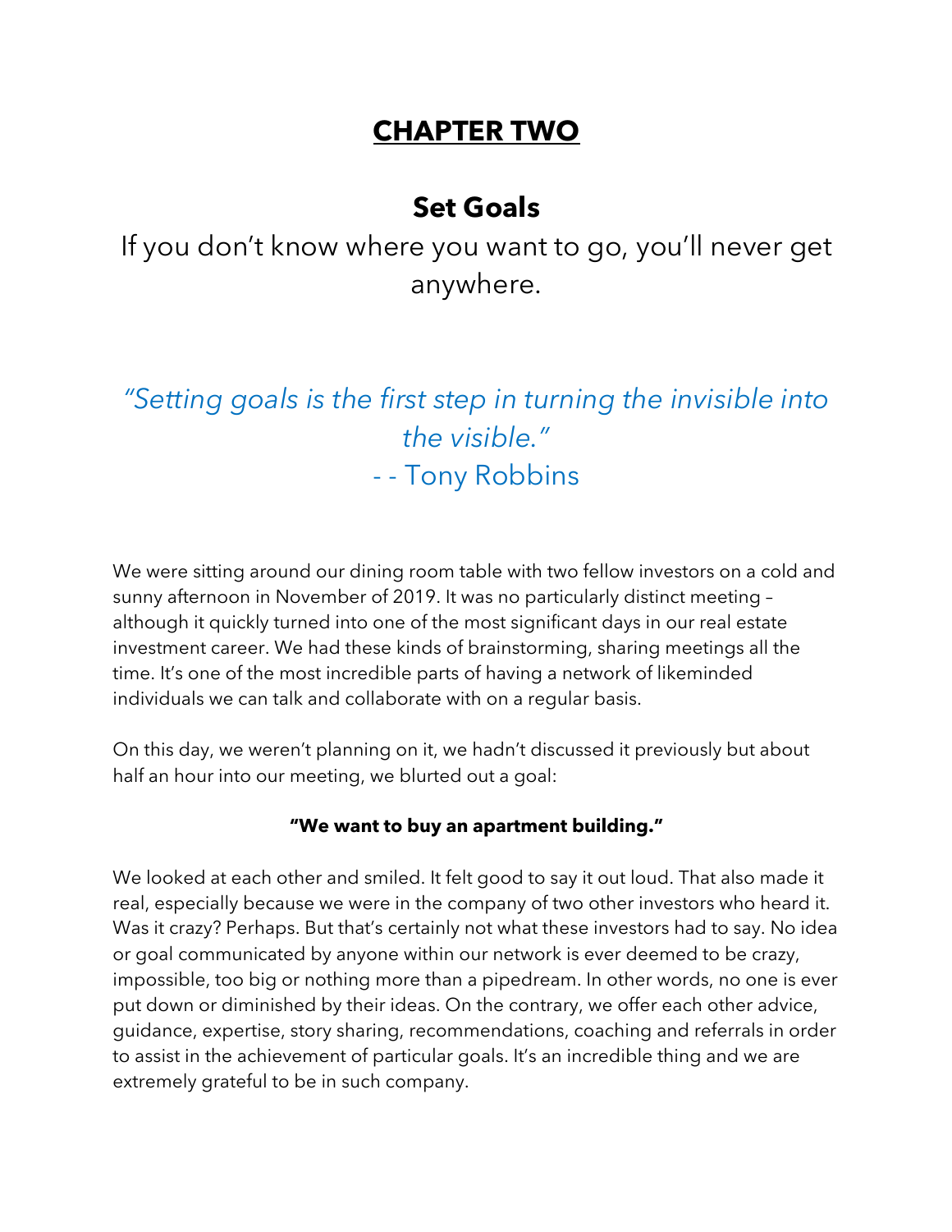# CHAPTER TWO

## Set Goals

If you don't know where you want to go, you'll never get anywhere.

*"Setting goals is the first step in turning the invisible into the visible."*
- - Tony Robbins

We were sitting around our dining room table with two fellow investors on a cold and sunny afternoon in November of 2019. It was no particularly distinct meeting – although it quickly turned into one of the most significant days in our real estate investment career. We had these kinds of brainstorming, sharing meetings all the time. It's one of the most incredible parts of having a network of likeminded individuals we can talk and collaborate with on a regular basis.

On this day, we weren't planning on it, we hadn't discussed it previously but about half an hour into our meeting, we blurted out a goal:

**"We want to buy an apartment building."**

We looked at each other and smiled. It felt good to say it out loud. That also made it real, especially because we were in the company of two other investors who heard it. Was it crazy? Perhaps. But that's certainly not what these investors had to say. No idea or goal communicated by anyone within our network is ever deemed to be crazy, impossible, too big or nothing more than a pipedream. In other words, no one is ever put down or diminished by their ideas. On the contrary, we offer each other advice, guidance, expertise, story sharing, recommendations, coaching and referrals in order to assist in the achievement of particular goals. It's an incredible thing and we are extremely grateful to be in such company.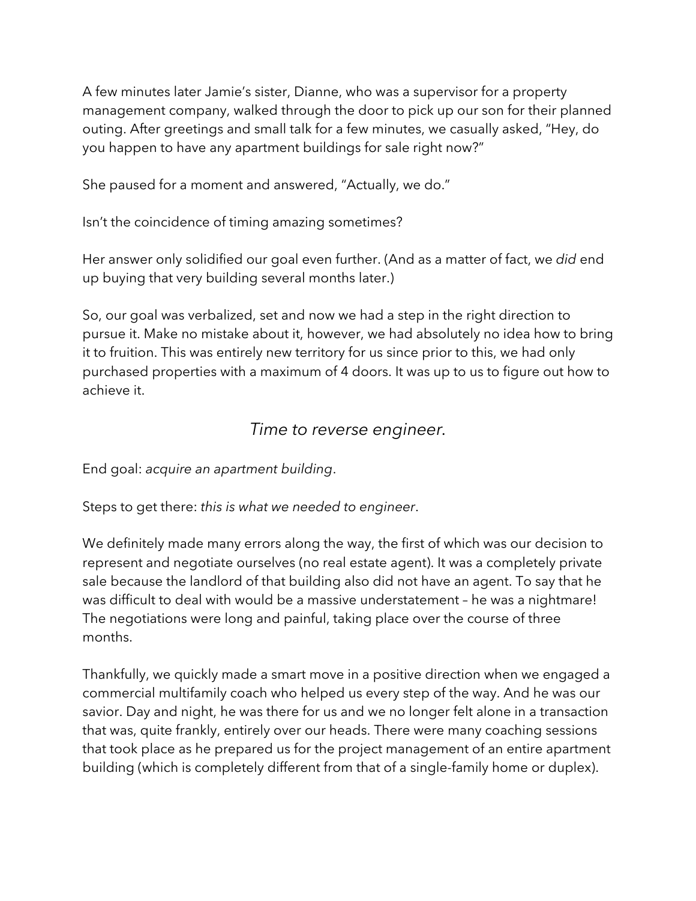A few minutes later Jamie's sister, Dianne, who was a supervisor for a property management company, walked through the door to pick up our son for their planned outing. After greetings and small talk for a few minutes, we casually asked, "Hey, do you happen to have any apartment buildings for sale right now?"

She paused for a moment and answered, "Actually, we do."

Isn't the coincidence of timing amazing sometimes?

Her answer only solidified our goal even further. (And as a matter of fact, we *did* end up buying that very building several months later.)

So, our goal was verbalized, set and now we had a step in the right direction to pursue it. Make no mistake about it, however, we had absolutely no idea how to bring it to fruition. This was entirely new territory for us since prior to this, we had only purchased properties with a maximum of 4 doors. It was up to us to figure out how to achieve it.

### *Time to reverse engineer.*

End goal: *acquire an apartment building*.

Steps to get there: *this is what we needed to engineer*.

We definitely made many errors along the way, the first of which was our decision to represent and negotiate ourselves (no real estate agent). It was a completely private sale because the landlord of that building also did not have an agent. To say that he was difficult to deal with would be a massive understatement – he was a nightmare! The negotiations were long and painful, taking place over the course of three months.

Thankfully, we quickly made a smart move in a positive direction when we engaged a commercial multifamily coach who helped us every step of the way. And he was our savior. Day and night, he was there for us and we no longer felt alone in a transaction that was, quite frankly, entirely over our heads. There were many coaching sessions that took place as he prepared us for the project management of an entire apartment building (which is completely different from that of a single-family home or duplex).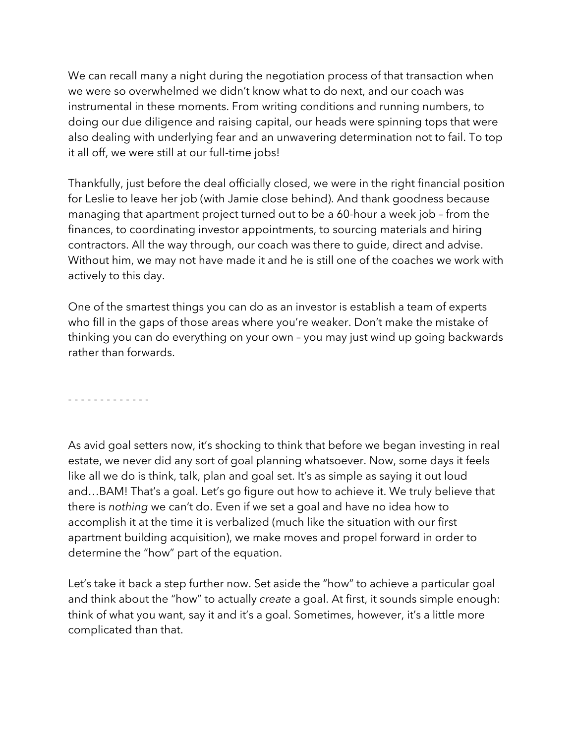We can recall many a night during the negotiation process of that transaction when we were so overwhelmed we didn't know what to do next, and our coach was instrumental in these moments. From writing conditions and running numbers, to doing our due diligence and raising capital, our heads were spinning tops that were also dealing with underlying fear and an unwavering determination not to fail. To top it all off, we were still at our full-time jobs!

Thankfully, just before the deal officially closed, we were in the right financial position for Leslie to leave her job (with Jamie close behind). And thank goodness because managing that apartment project turned out to be a 60-hour a week job – from the finances, to coordinating investor appointments, to sourcing materials and hiring contractors. All the way through, our coach was there to guide, direct and advise. Without him, we may not have made it and he is still one of the coaches we work with actively to this day.

One of the smartest things you can do as an investor is establish a team of experts who fill in the gaps of those areas where you're weaker. Don't make the mistake of thinking you can do everything on your own – you may just wind up going backwards rather than forwards.

- - - - - - - - - - - - -

As avid goal setters now, it's shocking to think that before we began investing in real estate, we never did any sort of goal planning whatsoever. Now, some days it feels like all we do is think, talk, plan and goal set. It's as simple as saying it out loud and…BAM! That's a goal. Let's go figure out how to achieve it. We truly believe that there is *nothing* we can't do. Even if we set a goal and have no idea how to accomplish it at the time it is verbalized (much like the situation with our first apartment building acquisition), we make moves and propel forward in order to determine the "how" part of the equation.

Let's take it back a step further now. Set aside the "how" to achieve a particular goal and think about the "how" to actually *create* a goal. At first, it sounds simple enough: think of what you want, say it and it's a goal. Sometimes, however, it's a little more complicated than that.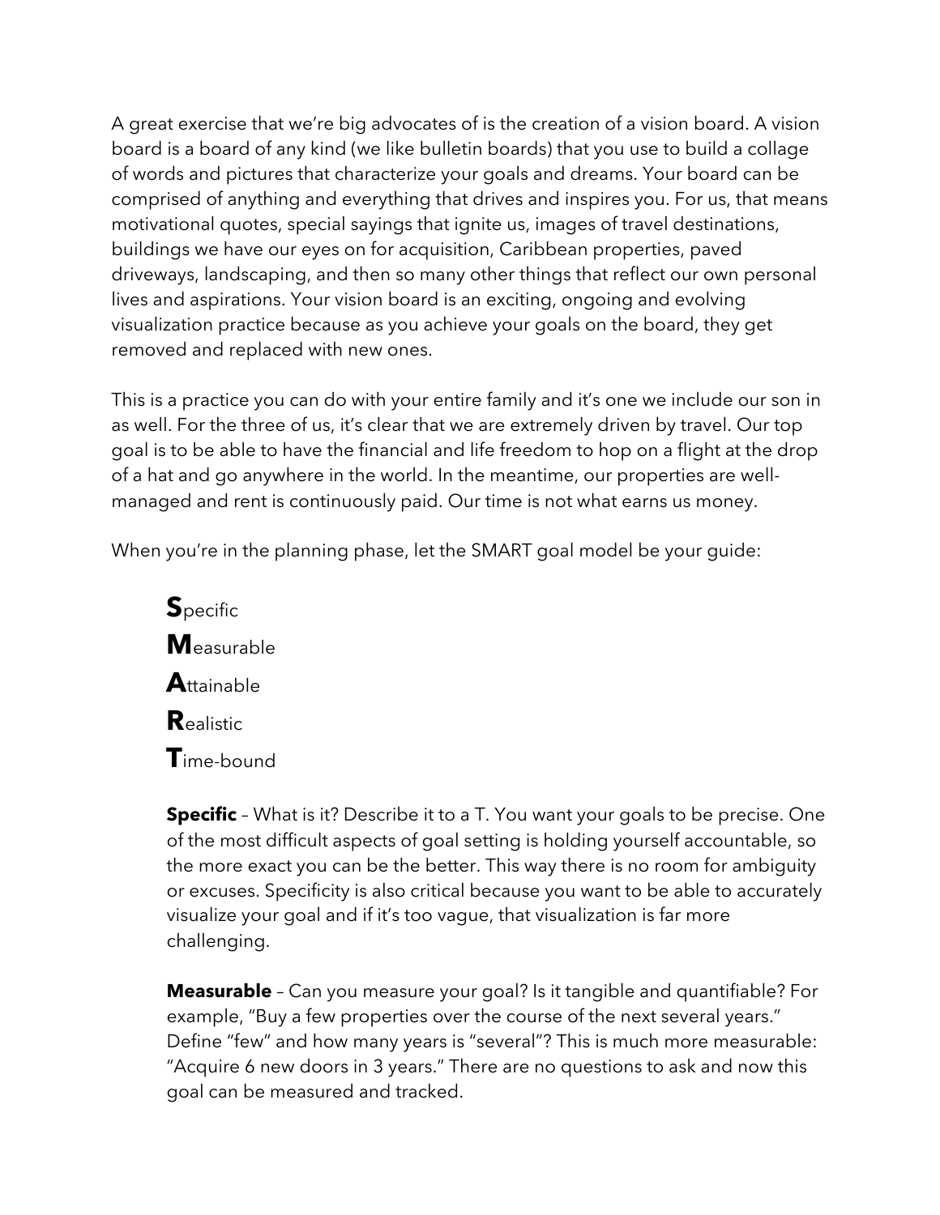A great exercise that we're big advocates of is the creation of a vision board. A vision board is a board of any kind (we like bulletin boards) that you use to build a collage of words and pictures that characterize your goals and dreams. Your board can be comprised of anything and everything that drives and inspires you. For us, that means motivational quotes, special sayings that ignite us, images of travel destinations, buildings we have our eyes on for acquisition, Caribbean properties, paved driveways, landscaping, and then so many other things that reflect our own personal lives and aspirations. Your vision board is an exciting, ongoing and evolving visualization practice because as you achieve your goals on the board, they get removed and replaced with new ones.

This is a practice you can do with your entire family and it's one we include our son in as well. For the three of us, it's clear that we are extremely driven by travel. Our top goal is to be able to have the financial and life freedom to hop on a flight at the drop of a hat and go anywhere in the world. In the meantime, our properties are well-managed and rent is continuously paid. Our time is not what earns us money.

When you're in the planning phase, let the SMART goal model be your guide:

**S**pecific
**M**easurable
**A**ttainable
**R**ealistic
**T**ime-bound

**Specific** – What is it? Describe it to a T. You want your goals to be precise. One of the most difficult aspects of goal setting is holding yourself accountable, so the more exact you can be the better. This way there is no room for ambiguity or excuses. Specificity is also critical because you want to be able to accurately visualize your goal and if it's too vague, that visualization is far more challenging.

**Measurable** – Can you measure your goal? Is it tangible and quantifiable? For example, "Buy a few properties over the course of the next several years." Define "few" and how many years is "several"? This is much more measurable: "Acquire 6 new doors in 3 years." There are no questions to ask and now this goal can be measured and tracked.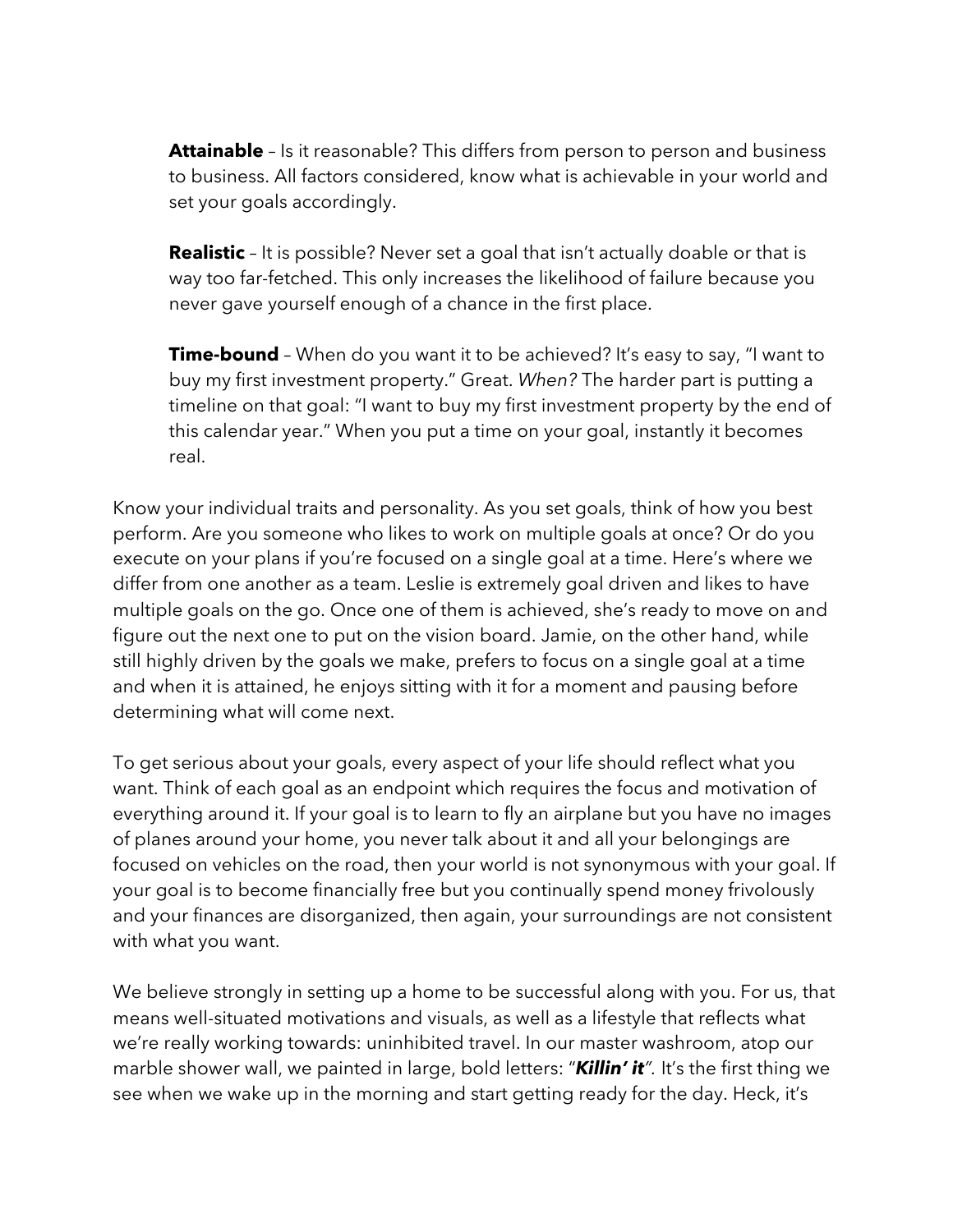**Attainable** – Is it reasonable? This differs from person to person and business to business. All factors considered, know what is achievable in your world and set your goals accordingly.

**Realistic** – It is possible? Never set a goal that isn't actually doable or that is way too far-fetched. This only increases the likelihood of failure because you never gave yourself enough of a chance in the first place.

**Time-bound** – When do you want it to be achieved? It's easy to say, "I want to buy my first investment property." Great. *When?* The harder part is putting a timeline on that goal: "I want to buy my first investment property by the end of this calendar year." When you put a time on your goal, instantly it becomes real.

Know your individual traits and personality. As you set goals, think of how you best perform. Are you someone who likes to work on multiple goals at once? Or do you execute on your plans if you're focused on a single goal at a time. Here's where we differ from one another as a team. Leslie is extremely goal driven and likes to have multiple goals on the go. Once one of them is achieved, she's ready to move on and figure out the next one to put on the vision board. Jamie, on the other hand, while still highly driven by the goals we make, prefers to focus on a single goal at a time and when it is attained, he enjoys sitting with it for a moment and pausing before determining what will come next.

To get serious about your goals, every aspect of your life should reflect what you want. Think of each goal as an endpoint which requires the focus and motivation of everything around it. If your goal is to learn to fly an airplane but you have no images of planes around your home, you never talk about it and all your belongings are focused on vehicles on the road, then your world is not synonymous with your goal. If your goal is to become financially free but you continually spend money frivolously and your finances are disorganized, then again, your surroundings are not consistent with what you want.

We believe strongly in setting up a home to be successful along with you. For us, that means well-situated motivations and visuals, as well as a lifestyle that reflects what we're really working towards: uninhibited travel. In our master washroom, atop our marble shower wall, we painted in large, bold letters: "***Killin' it***". It's the first thing we see when we wake up in the morning and start getting ready for the day. Heck, it's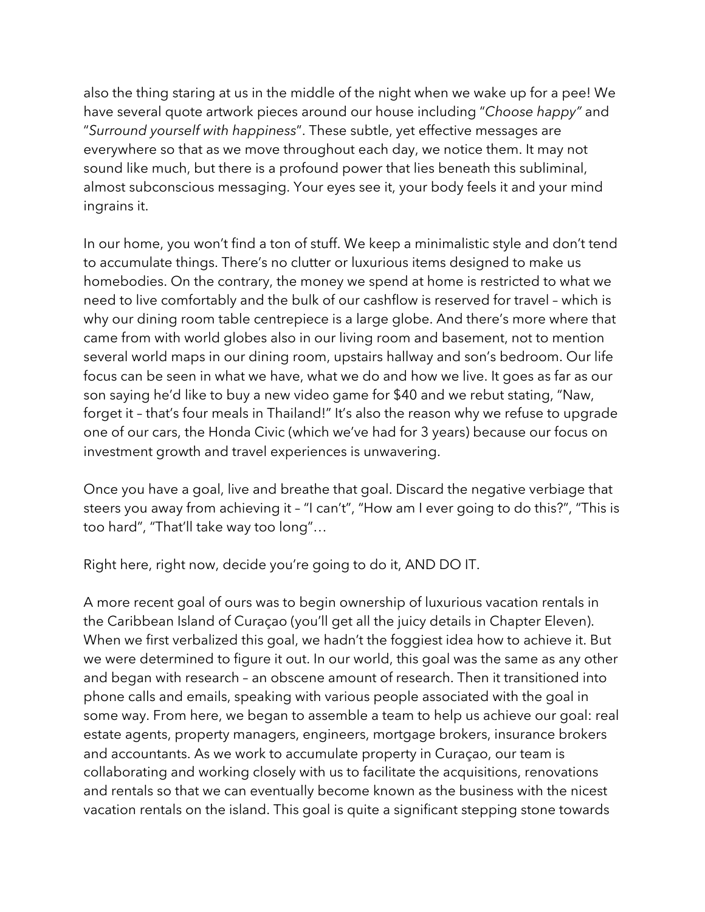also the thing staring at us in the middle of the night when we wake up for a pee! We have several quote artwork pieces around our house including "*Choose happy"* and "*Surround yourself with happiness*". These subtle, yet effective messages are everywhere so that as we move throughout each day, we notice them. It may not sound like much, but there is a profound power that lies beneath this subliminal, almost subconscious messaging. Your eyes see it, your body feels it and your mind ingrains it.

In our home, you won't find a ton of stuff. We keep a minimalistic style and don't tend to accumulate things. There's no clutter or luxurious items designed to make us homebodies. On the contrary, the money we spend at home is restricted to what we need to live comfortably and the bulk of our cashflow is reserved for travel – which is why our dining room table centrepiece is a large globe. And there's more where that came from with world globes also in our living room and basement, not to mention several world maps in our dining room, upstairs hallway and son's bedroom. Our life focus can be seen in what we have, what we do and how we live. It goes as far as our son saying he'd like to buy a new video game for $40 and we rebut stating, "Naw, forget it – that's four meals in Thailand!" It's also the reason why we refuse to upgrade one of our cars, the Honda Civic (which we've had for 3 years) because our focus on investment growth and travel experiences is unwavering.

Once you have a goal, live and breathe that goal. Discard the negative verbiage that steers you away from achieving it – "I can't", "How am I ever going to do this?", "This is too hard", "That'll take way too long"…

Right here, right now, decide you're going to do it, AND DO IT.

A more recent goal of ours was to begin ownership of luxurious vacation rentals in the Caribbean Island of Curaçao (you'll get all the juicy details in Chapter Eleven). When we first verbalized this goal, we hadn't the foggiest idea how to achieve it. But we were determined to figure it out. In our world, this goal was the same as any other and began with research – an obscene amount of research. Then it transitioned into phone calls and emails, speaking with various people associated with the goal in some way. From here, we began to assemble a team to help us achieve our goal: real estate agents, property managers, engineers, mortgage brokers, insurance brokers and accountants. As we work to accumulate property in Curaçao, our team is collaborating and working closely with us to facilitate the acquisitions, renovations and rentals so that we can eventually become known as the business with the nicest vacation rentals on the island. This goal is quite a significant stepping stone towards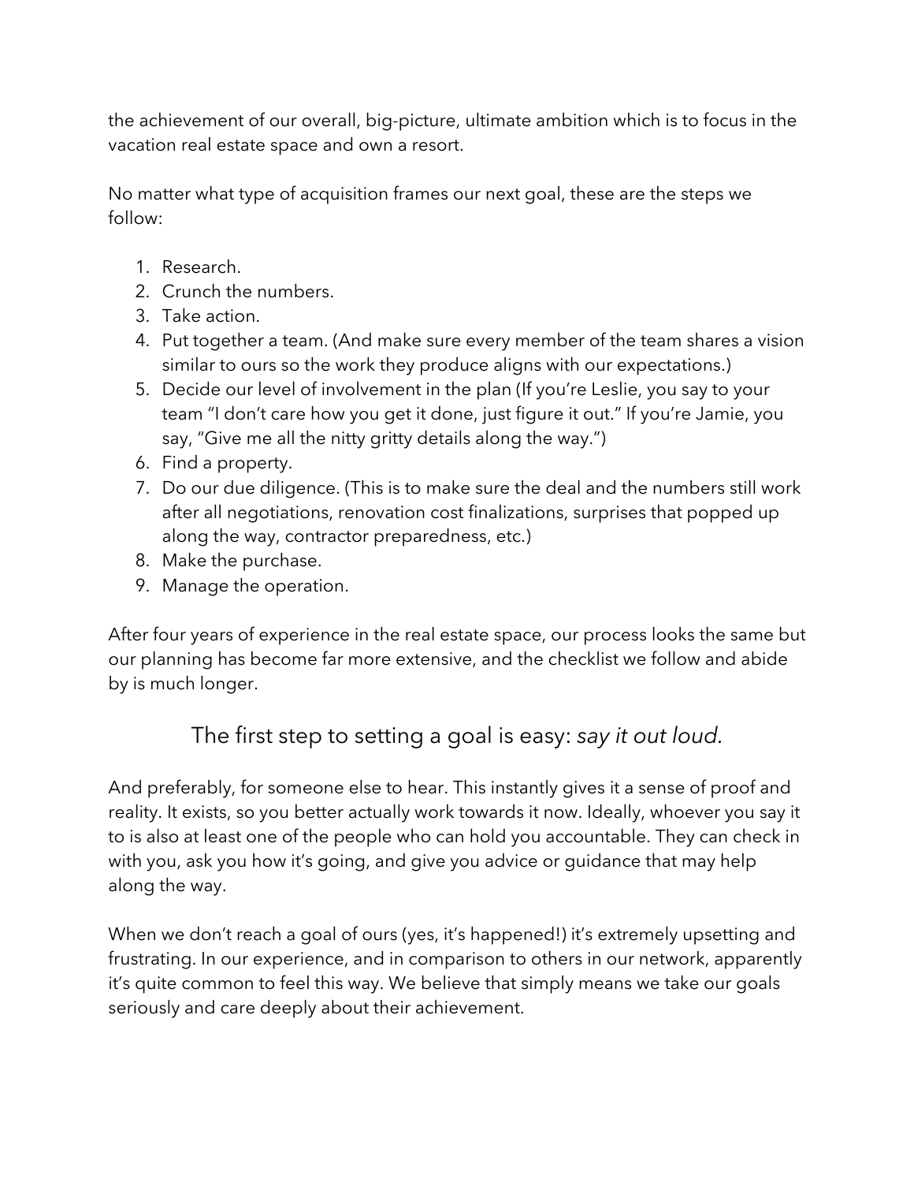the achievement of our overall, big-picture, ultimate ambition which is to focus in the vacation real estate space and own a resort.

No matter what type of acquisition frames our next goal, these are the steps we follow:

1. Research.
2. Crunch the numbers.
3. Take action.
4. Put together a team. (And make sure every member of the team shares a vision similar to ours so the work they produce aligns with our expectations.)
5. Decide our level of involvement in the plan (If you're Leslie, you say to your team "I don't care how you get it done, just figure it out." If you're Jamie, you say, "Give me all the nitty gritty details along the way.")
6. Find a property.
7. Do our due diligence. (This is to make sure the deal and the numbers still work after all negotiations, renovation cost finalizations, surprises that popped up along the way, contractor preparedness, etc.)
8. Make the purchase.
9. Manage the operation.

After four years of experience in the real estate space, our process looks the same but our planning has become far more extensive, and the checklist we follow and abide by is much longer.

## The first step to setting a goal is easy: *say it out loud.*

And preferably, for someone else to hear. This instantly gives it a sense of proof and reality. It exists, so you better actually work towards it now. Ideally, whoever you say it to is also at least one of the people who can hold you accountable. They can check in with you, ask you how it's going, and give you advice or guidance that may help along the way.

When we don't reach a goal of ours (yes, it's happened!) it's extremely upsetting and frustrating. In our experience, and in comparison to others in our network, apparently it's quite common to feel this way. We believe that simply means we take our goals seriously and care deeply about their achievement.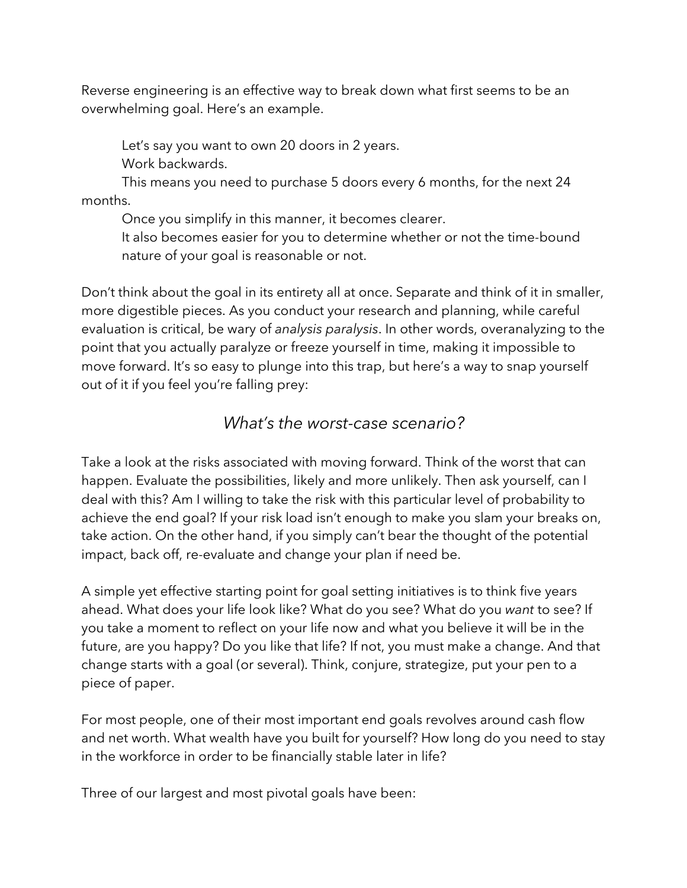Reverse engineering is an effective way to break down what first seems to be an overwhelming goal. Here's an example.

> Let's say you want to own 20 doors in 2 years.
>
> Work backwards.
>
> This means you need to purchase 5 doors every 6 months, for the next 24 months.
>
> Once you simplify in this manner, it becomes clearer.
>
> It also becomes easier for you to determine whether or not the time-bound nature of your goal is reasonable or not.

Don't think about the goal in its entirety all at once. Separate and think of it in smaller, more digestible pieces. As you conduct your research and planning, while careful evaluation is critical, be wary of *analysis paralysis*. In other words, overanalyzing to the point that you actually paralyze or freeze yourself in time, making it impossible to move forward. It's so easy to plunge into this trap, but here's a way to snap yourself out of it if you feel you're falling prey:

*What's the worst-case scenario?*

Take a look at the risks associated with moving forward. Think of the worst that can happen. Evaluate the possibilities, likely and more unlikely. Then ask yourself, can I deal with this? Am I willing to take the risk with this particular level of probability to achieve the end goal? If your risk load isn't enough to make you slam your breaks on, take action. On the other hand, if you simply can't bear the thought of the potential impact, back off, re-evaluate and change your plan if need be.

A simple yet effective starting point for goal setting initiatives is to think five years ahead. What does your life look like? What do you see? What do you *want* to see? If you take a moment to reflect on your life now and what you believe it will be in the future, are you happy? Do you like that life? If not, you must make a change. And that change starts with a goal (or several). Think, conjure, strategize, put your pen to a piece of paper.

For most people, one of their most important end goals revolves around cash flow and net worth. What wealth have you built for yourself? How long do you need to stay in the workforce in order to be financially stable later in life?

Three of our largest and most pivotal goals have been: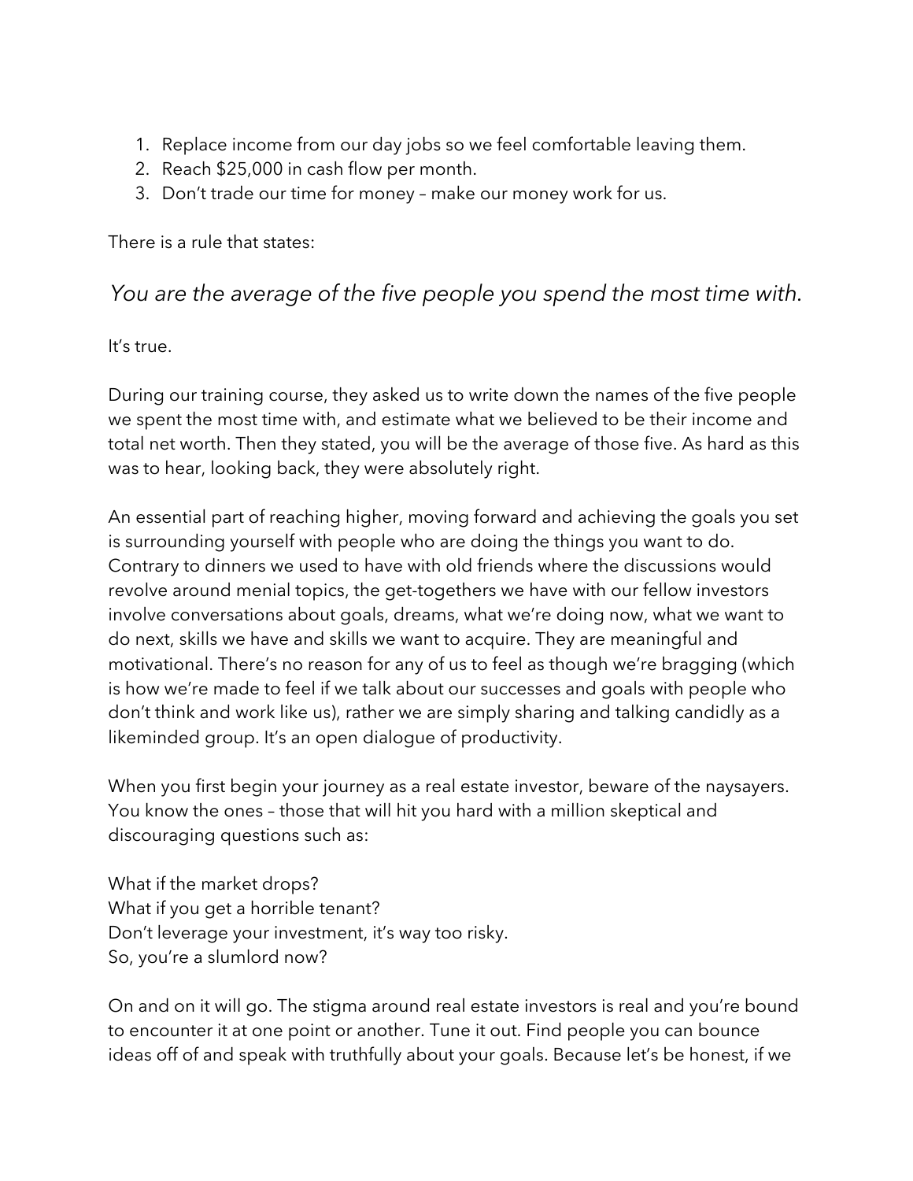1. Replace income from our day jobs so we feel comfortable leaving them.
2. Reach $25,000 in cash flow per month.
3. Don't trade our time for money – make our money work for us.

There is a rule that states:

*You are the average of the five people you spend the most time with.*

It's true.

During our training course, they asked us to write down the names of the five people we spent the most time with, and estimate what we believed to be their income and total net worth. Then they stated, you will be the average of those five. As hard as this was to hear, looking back, they were absolutely right.

An essential part of reaching higher, moving forward and achieving the goals you set is surrounding yourself with people who are doing the things you want to do. Contrary to dinners we used to have with old friends where the discussions would revolve around menial topics, the get-togethers we have with our fellow investors involve conversations about goals, dreams, what we're doing now, what we want to do next, skills we have and skills we want to acquire. They are meaningful and motivational. There's no reason for any of us to feel as though we're bragging (which is how we're made to feel if we talk about our successes and goals with people who don't think and work like us), rather we are simply sharing and talking candidly as a likeminded group. It's an open dialogue of productivity.

When you first begin your journey as a real estate investor, beware of the naysayers. You know the ones – those that will hit you hard with a million skeptical and discouraging questions such as:

What if the market drops?
What if you get a horrible tenant?
Don't leverage your investment, it's way too risky.
So, you're a slumlord now?

On and on it will go. The stigma around real estate investors is real and you're bound to encounter it at one point or another. Tune it out. Find people you can bounce ideas off of and speak with truthfully about your goals. Because let's be honest, if we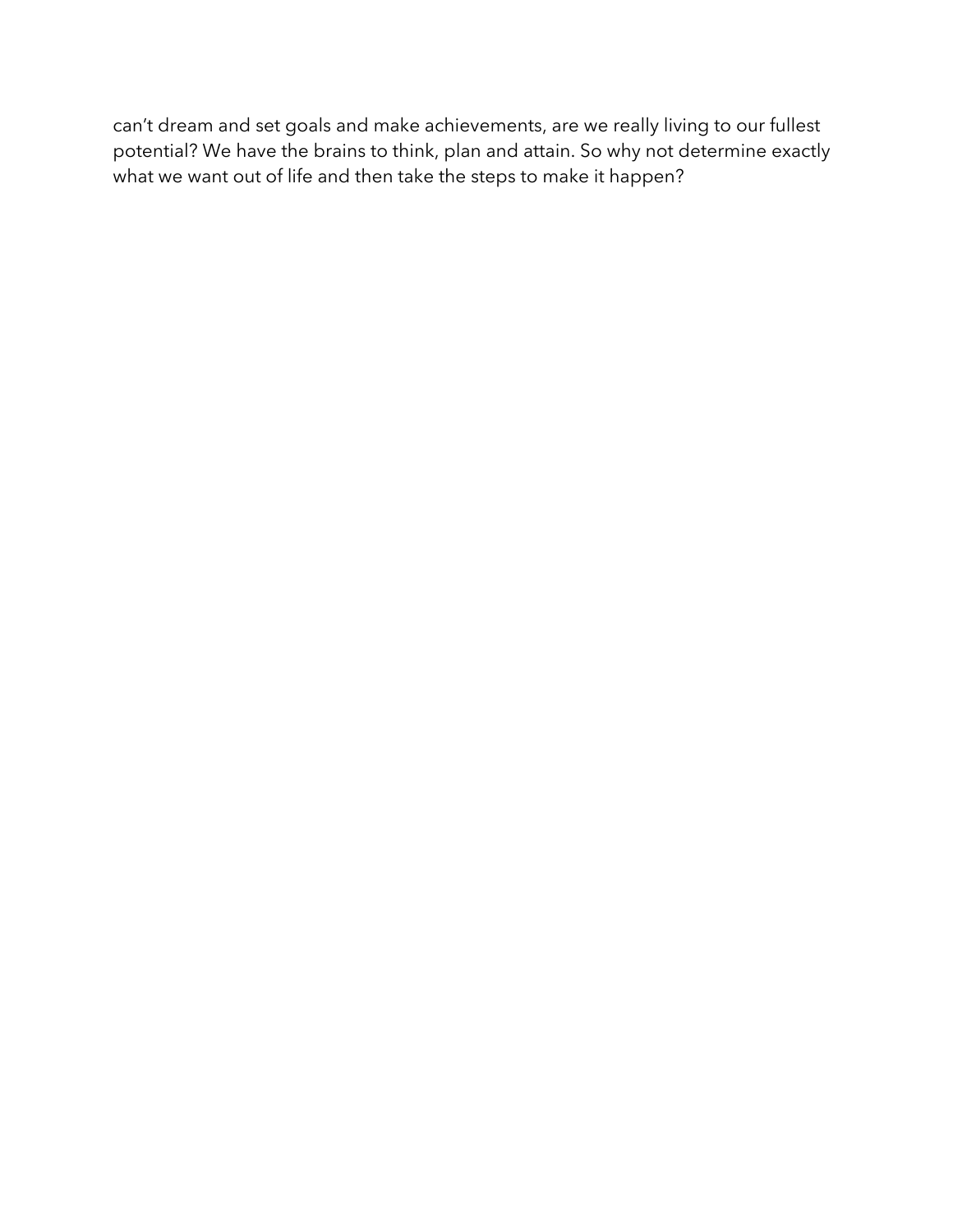can't dream and set goals and make achievements, are we really living to our fullest potential? We have the brains to think, plan and attain. So why not determine exactly what we want out of life and then take the steps to make it happen?